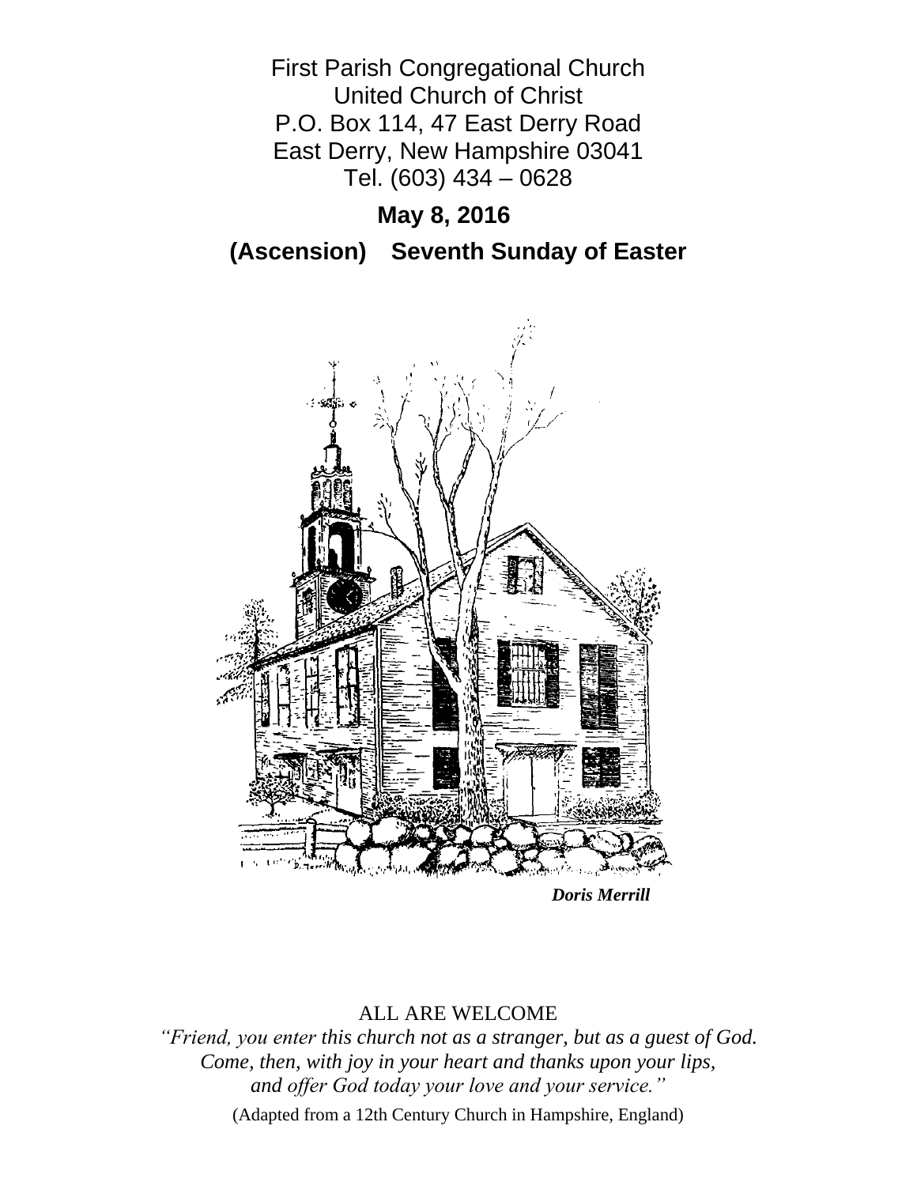First Parish Congregational Church
United Church of Christ
P.O. Box 114, 47 East Derry Road
East Derry, New Hampshire 03041
Tel. (603) 434 – 0628

**May 8, 2016**

**(Ascension) Seventh Sunday of Easter**

***Doris Merrill***

ALL ARE WELCOME

*"Friend, you enter this church not as a stranger, but as a guest of God.*
*Come, then, with joy in your heart and thanks upon your lips,*
*and offer God today your love and your service."*

(Adapted from a 12th Century Church in Hampshire, England)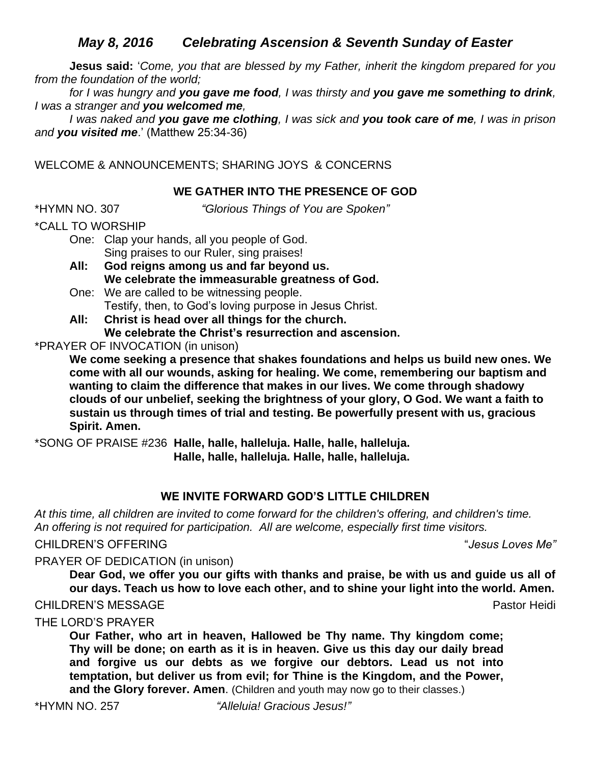## *May 8, 2016 Celebrating Ascension & Seventh Sunday of Easter*

**Jesus said:** '*Come, you that are blessed by my Father, inherit the kingdom prepared for you from the foundation of the world;*

*for I was hungry and **you gave me food**, I was thirsty and **you gave me something to drink**, I was a stranger and **you welcomed me**,*

*I was naked and **you gave me clothing**, I was sick and **you took care of me**, I was in prison and **you visited me**.*' (Matthew 25:34-36)

WELCOME & ANNOUNCEMENTS; SHARING JOYS & CONCERNS

### WE GATHER INTO THE PRESENCE OF GOD

*HYMN NO. 307 *"Glorious Things of You are Spoken"*

*CALL TO WORSHIP

One: Clap your hands, all you people of God.
Sing praises to our Ruler, sing praises!

**All: God reigns among us and far beyond us.
We celebrate the immeasurable greatness of God.**

One: We are called to be witnessing people.
Testify, then, to God's loving purpose in Jesus Christ.

**All: Christ is head over all things for the church.
We celebrate the Christ's resurrection and ascension.**

*PRAYER OF INVOCATION (in unison)

**We come seeking a presence that shakes foundations and helps us build new ones. We come with all our wounds, asking for healing. We come, remembering our baptism and wanting to claim the difference that makes in our lives. We come through shadowy clouds of our unbelief, seeking the brightness of your glory, O God. We want a faith to sustain us through times of trial and testing. Be powerfully present with us, gracious Spirit. Amen.**

*SONG OF PRAISE #236 **Halle, halle, halleluja. Halle, halle, halleluja.
Halle, halle, halleluja. Halle, halle, halleluja.**

### WE INVITE FORWARD GOD'S LITTLE CHILDREN

*At this time, all children are invited to come forward for the children's offering, and children's time. An offering is not required for participation. All are welcome, especially first time visitors.*

CHILDREN'S OFFERING "*Jesus Loves Me"*

PRAYER OF DEDICATION (in unison)

**Dear God, we offer you our gifts with thanks and praise, be with us and guide us all of our days. Teach us how to love each other, and to shine your light into the world. Amen.**

CHILDREN'S MESSAGE Pastor Heidi

THE LORD'S PRAYER

**Our Father, who art in heaven, Hallowed be Thy name. Thy kingdom come; Thy will be done; on earth as it is in heaven. Give us this day our daily bread and forgive us our debts as we forgive our debtors. Lead us not into temptation, but deliver us from evil; for Thine is the Kingdom, and the Power, and the Glory forever. Amen**. (Children and youth may now go to their classes.)

*HYMN NO. 257 *"Alleluia! Gracious Jesus!"*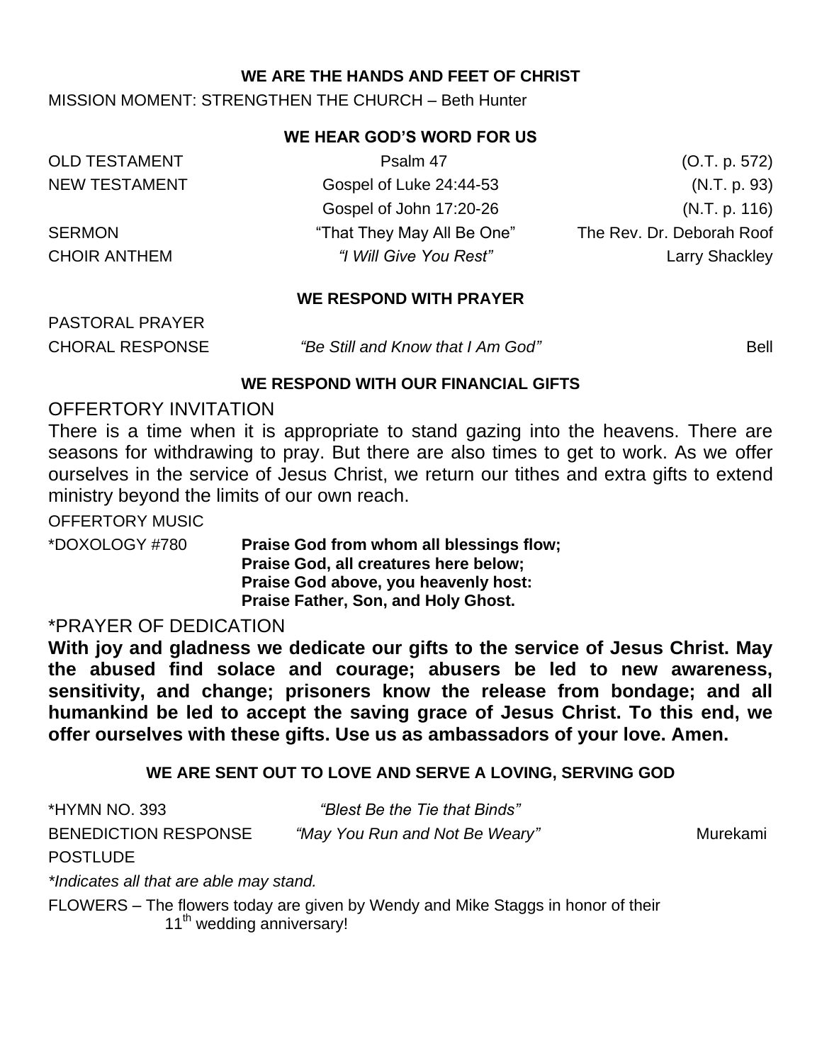**WE ARE THE HANDS AND FEET OF CHRIST**

MISSION MOMENT: STRENGTHEN THE CHURCH – Beth Hunter

**WE HEAR GOD'S WORD FOR US**

| | | |
|---|---|---|
| OLD TESTAMENT | Psalm 47 | (O.T. p. 572) |
| NEW TESTAMENT | Gospel of Luke 24:44-53 | (N.T. p. 93) |
| | Gospel of John 17:20-26 | (N.T. p. 116) |
| SERMON | "That They May All Be One" | The Rev. Dr. Deborah Roof |
| CHOIR ANTHEM | *"I Will Give You Rest"* | Larry Shackley |

**WE RESPOND WITH PRAYER**

PASTORAL PRAYER

CHORAL RESPONSE *"Be Still and Know that I Am God"* Bell

**WE RESPOND WITH OUR FINANCIAL GIFTS**

OFFERTORY INVITATION

There is a time when it is appropriate to stand gazing into the heavens. There are seasons for withdrawing to pray. But there are also times to get to work. As we offer ourselves in the service of Jesus Christ, we return our tithes and extra gifts to extend ministry beyond the limits of our own reach.

OFFERTORY MUSIC

*DOXOLOGY #780 **Praise God from whom all blessings flow;**
**Praise God, all creatures here below;**
**Praise God above, you heavenly host:**
**Praise Father, Son, and Holy Ghost.**

*PRAYER OF DEDICATION

**With joy and gladness we dedicate our gifts to the service of Jesus Christ. May the abused find solace and courage; abusers be led to new awareness, sensitivity, and change; prisoners know the release from bondage; and all humankind be led to accept the saving grace of Jesus Christ. To this end, we offer ourselves with these gifts. Use us as ambassadors of your love. Amen.**

**WE ARE SENT OUT TO LOVE AND SERVE A LOVING, SERVING GOD**

*HYMN NO. 393 *"Blest Be the Tie that Binds"*

BENEDICTION RESPONSE *"May You Run and Not Be Weary"* Murekami

POSTLUDE

*\*Indicates all that are able may stand.*

FLOWERS – The flowers today are given by Wendy and Mike Staggs in honor of their 11th wedding anniversary!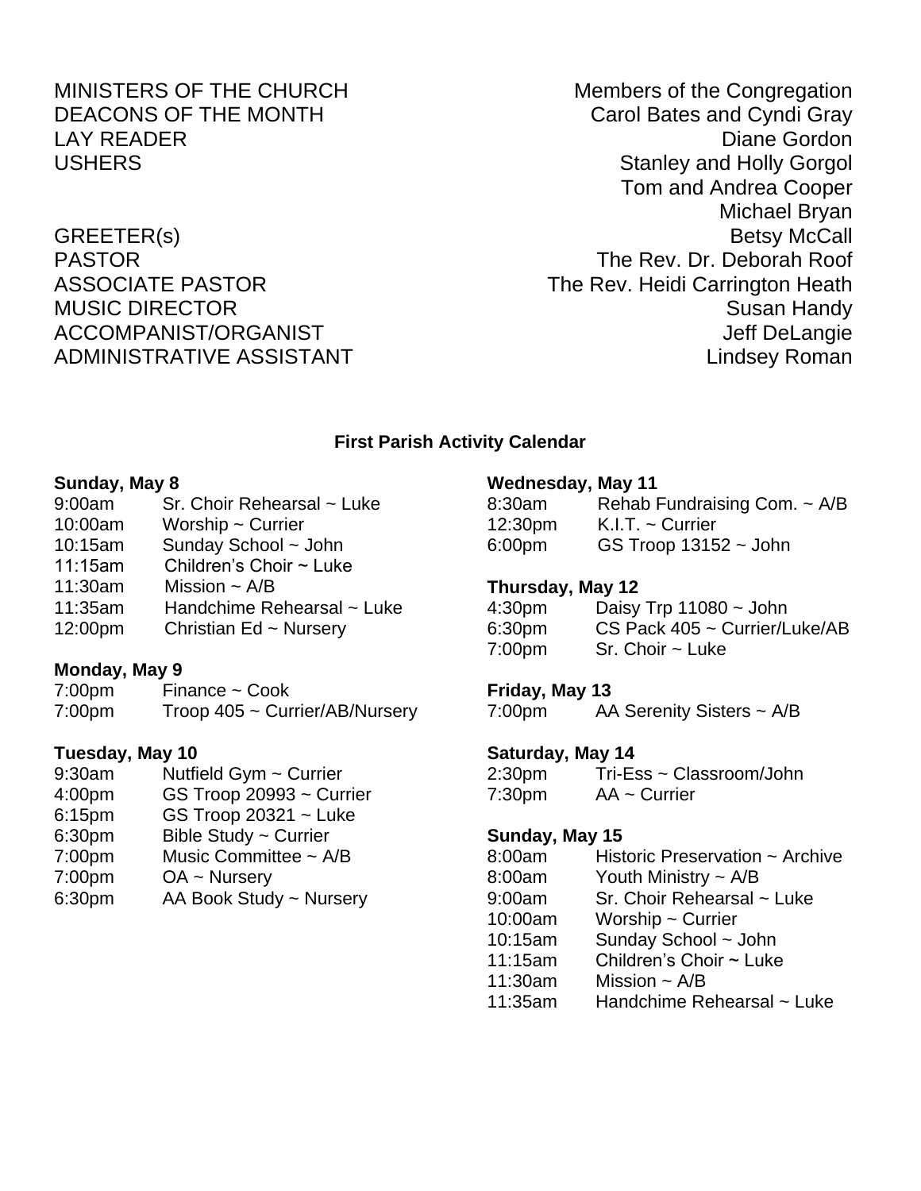| | |
|---|---|
| MINISTERS OF THE CHURCH | Members of the Congregation |
| DEACONS OF THE MONTH | Carol Bates and Cyndi Gray |
| LAY READER | Diane Gordon |
| USHERS | Stanley and Holly Gorgol |
| | Tom and Andrea Cooper |
| | Michael Bryan |
| GREETER(s) | Betsy McCall |
| PASTOR | The Rev. Dr. Deborah Roof |
| ASSOCIATE PASTOR | The Rev. Heidi Carrington Heath |
| MUSIC DIRECTOR | Susan Handy |
| ACCOMPANIST/ORGANIST | Jeff DeLangie |
| ADMINISTRATIVE ASSISTANT | Lindsey Roman |

## First Parish Activity Calendar

**Sunday, May 8**

| | |
|---|---|
| 9:00am | Sr. Choir Rehearsal ~ Luke |
| 10:00am | Worship ~ Currier |
| 10:15am | Sunday School ~ John |
| 11:15am | Children's Choir ~ Luke |
| 11:30am | Mission ~ A/B |
| 11:35am | Handchime Rehearsal ~ Luke |
| 12:00pm | Christian Ed ~ Nursery |

**Monday, May 9**

| | |
|---|---|
| 7:00pm | Finance ~ Cook |
| 7:00pm | Troop 405 ~ Currier/AB/Nursery |

**Tuesday, May 10**

| | |
|---|---|
| 9:30am | Nutfield Gym ~ Currier |
| 4:00pm | GS Troop 20993 ~ Currier |
| 6:15pm | GS Troop 20321 ~ Luke |
| 6:30pm | Bible Study ~ Currier |
| 7:00pm | Music Committee ~ A/B |
| 7:00pm | OA ~ Nursery |
| 6:30pm | AA Book Study ~ Nursery |

**Wednesday, May 11**

| | |
|---|---|
| 8:30am | Rehab Fundraising Com. ~ A/B |
| 12:30pm | K.I.T. ~ Currier |
| 6:00pm | GS Troop 13152 ~ John |

**Thursday, May 12**

| | |
|---|---|
| 4:30pm | Daisy Trp 11080 ~ John |
| 6:30pm | CS Pack 405 ~ Currier/Luke/AB |
| 7:00pm | Sr. Choir ~ Luke |

**Friday, May 13**

| | |
|---|---|
| 7:00pm | AA Serenity Sisters ~ A/B |

**Saturday, May 14**

| | |
|---|---|
| 2:30pm | Tri-Ess ~ Classroom/John |
| 7:30pm | AA ~ Currier |

**Sunday, May 15**

| | |
|---|---|
| 8:00am | Historic Preservation ~ Archive |
| 8:00am | Youth Ministry ~ A/B |
| 9:00am | Sr. Choir Rehearsal ~ Luke |
| 10:00am | Worship ~ Currier |
| 10:15am | Sunday School ~ John |
| 11:15am | Children's Choir ~ Luke |
| 11:30am | Mission ~ A/B |
| 11:35am | Handchime Rehearsal ~ Luke |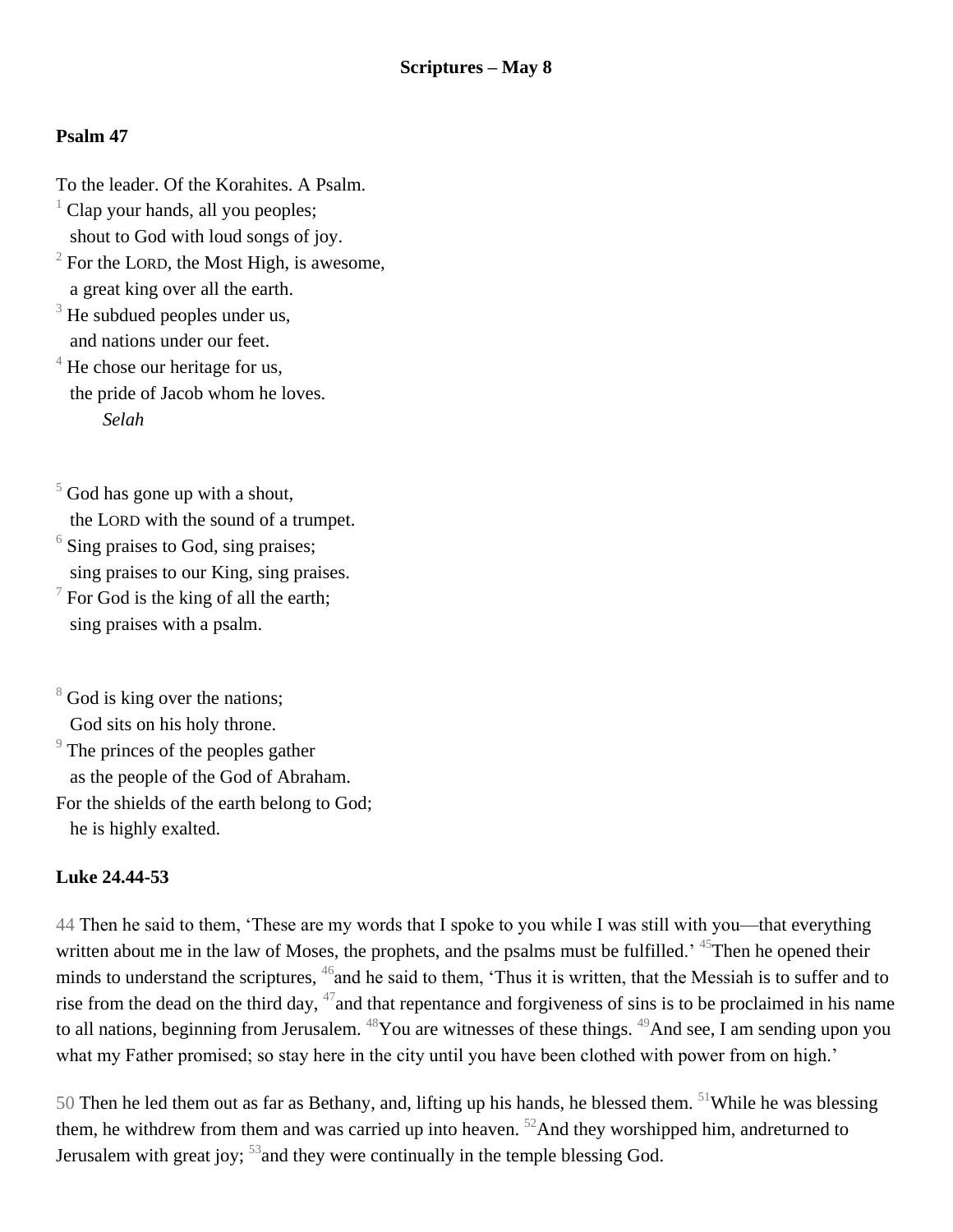**Scriptures – May 8**

**Psalm 47**

To the leader. Of the Korahites. A Psalm.
[1] Clap your hands, all you peoples;
shout to God with loud songs of joy.
[2] For the LORD, the Most High, is awesome,
a great king over all the earth.
[3] He subdued peoples under us,
and nations under our feet.
[4] He chose our heritage for us,
the pride of Jacob whom he loves.
*Selah*

[5] God has gone up with a shout,
the LORD with the sound of a trumpet.
[6] Sing praises to God, sing praises;
sing praises to our King, sing praises.
[7] For God is the king of all the earth;
sing praises with a psalm.

[8] God is king over the nations;
God sits on his holy throne.
[9] The princes of the peoples gather
as the people of the God of Abraham.
For the shields of the earth belong to God;
he is highly exalted.

**Luke 24.44-53**

44 Then he said to them, 'These are my words that I spoke to you while I was still with you—that everything written about me in the law of Moses, the prophets, and the psalms must be fulfilled.' [45]Then he opened their minds to understand the scriptures, [46]and he said to them, 'Thus it is written, that the Messiah is to suffer and to rise from the dead on the third day, [47]and that repentance and forgiveness of sins is to be proclaimed in his name to all nations, beginning from Jerusalem. [48]You are witnesses of these things. [49]And see, I am sending upon you what my Father promised; so stay here in the city until you have been clothed with power from on high.'

50 Then he led them out as far as Bethany, and, lifting up his hands, he blessed them. [51]While he was blessing them, he withdrew from them and was carried up into heaven. [52]And they worshipped him, andreturned to Jerusalem with great joy; [53]and they were continually in the temple blessing God.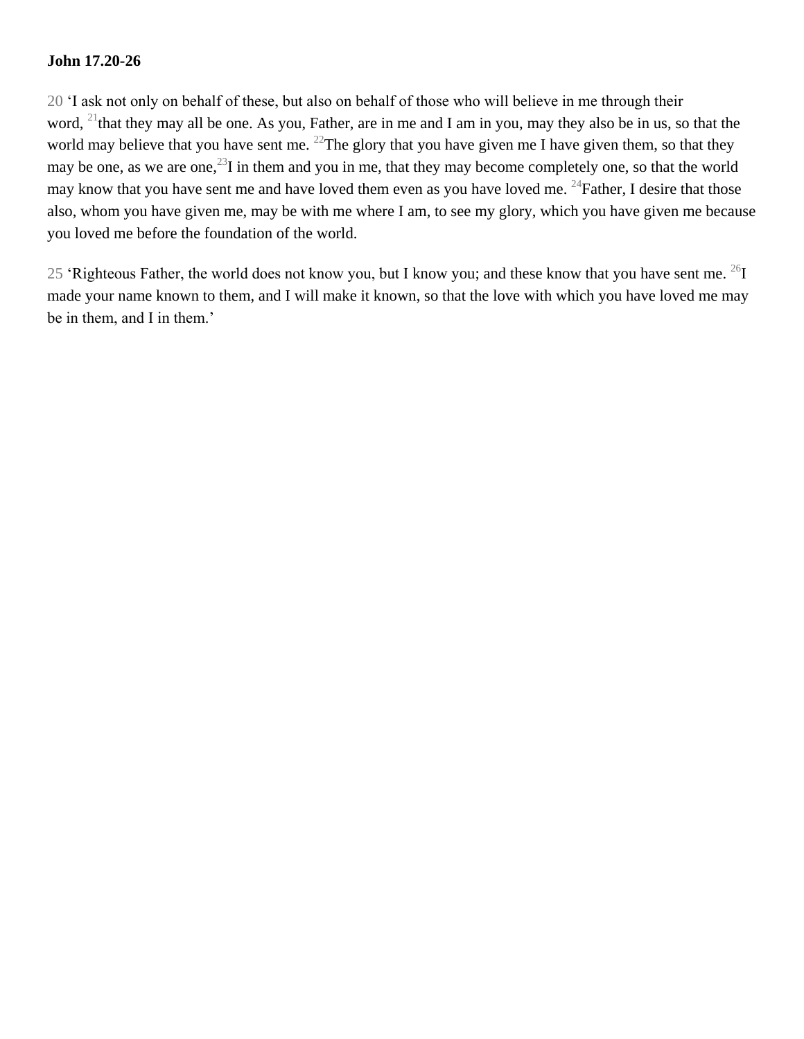**John 17.20-26**

20 'I ask not only on behalf of these, but also on behalf of those who will believe in me through their word, [21]that they may all be one. As you, Father, are in me and I am in you, may they also be in us, so that the world may believe that you have sent me. [22]The glory that you have given me I have given them, so that they may be one, as we are one,[23]I in them and you in me, that they may become completely one, so that the world may know that you have sent me and have loved them even as you have loved me. [24]Father, I desire that those also, whom you have given me, may be with me where I am, to see my glory, which you have given me because you loved me before the foundation of the world.

25 'Righteous Father, the world does not know you, but I know you; and these know that you have sent me. [26]I made your name known to them, and I will make it known, so that the love with which you have loved me may be in them, and I in them.'